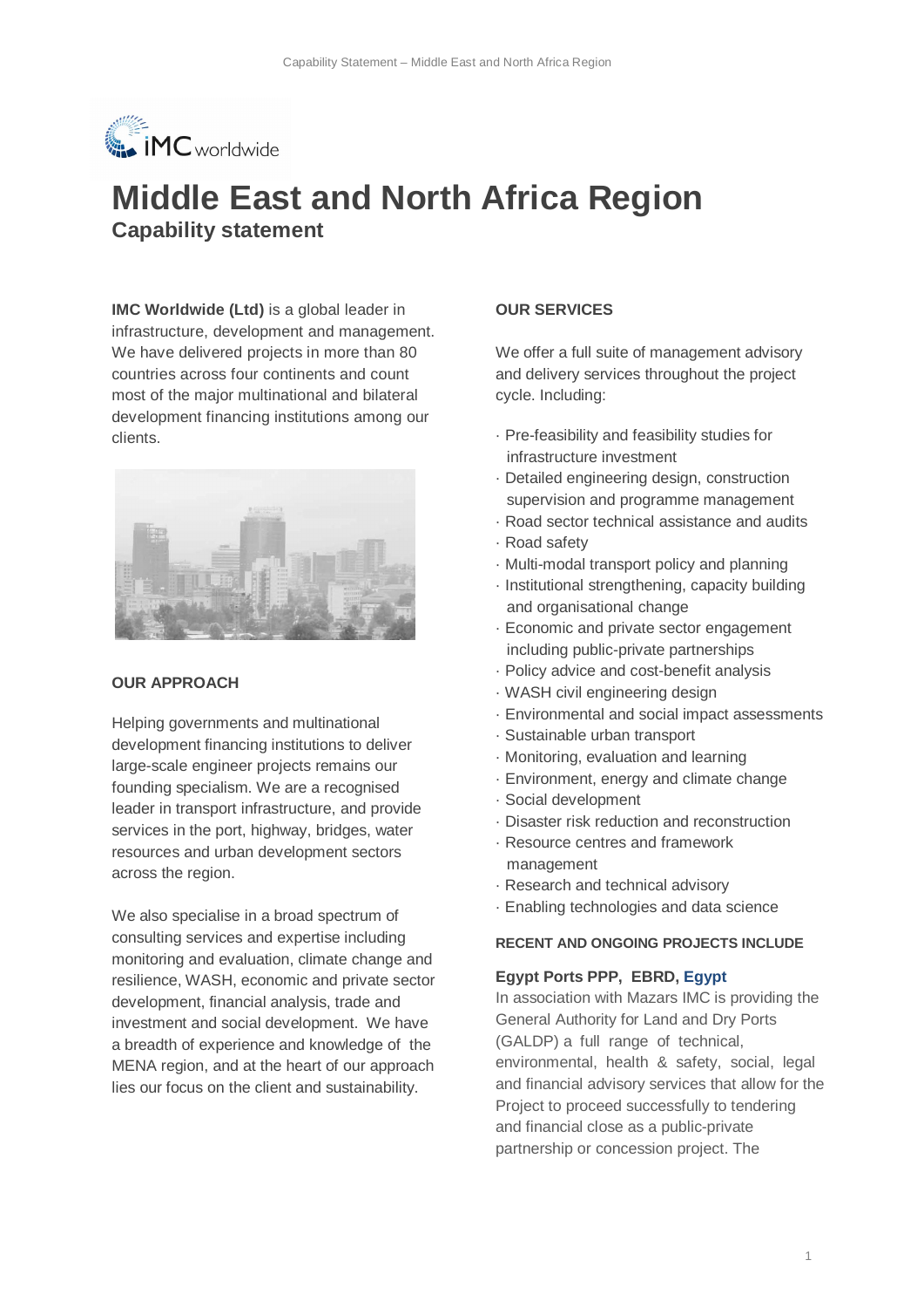# Middle East and North Africa Region

## Capability statement

**IMC Worldwide (Ltd)** is a global leader in infrastructure, development and management. We have delivered projects in more than 80 countries across four continents and count most of the major multinational and bilateral development financing institutions among our clients.

**OUR APPROACH**

Helping governments and multinational development financing institutions to deliver large-scale engineer projects remains our founding specialism. We are a recognised leader in transport infrastructure, and provide services in the port, highway, bridges, water resources and urban development sectors across the region.

We also specialise in a broad spectrum of consulting services and expertise including monitoring and evaluation, climate change and resilience, WASH, economic and private sector development, financial analysis, trade and investment and social development. We have a breadth of experience and knowledge of the MENA region, and at the heart of our approach lies our focus on the client and sustainability.

**OUR SERVICES**

We offer a full suite of management advisory and delivery services throughout the project cycle. Including:

- Pre-feasibility and feasibility studies for infrastructure investment
- Detailed engineering design, construction supervision and programme management
- Road sector technical assistance and audits
- Road safety
- Multi-modal transport policy and planning
- Institutional strengthening, capacity building and organisational change
- Economic and private sector engagement including public-private partnerships
- Policy advice and cost-benefit analysis
- WASH civil engineering design
- Environmental and social impact assessments
- Sustainable urban transport
- Monitoring, evaluation and learning
- Environment, energy and climate change
- Social development
- Disaster risk reduction and reconstruction
- Resource centres and framework management
- Research and technical advisory
- Enabling technologies and data science

**RECENT AND ONGOING PROJECTS INCLUDE**

**Egypt Ports PPP, EBRD, Egypt**

In association with Mazars IMC is providing the General Authority for Land and Dry Ports (GALDP) a full range of technical, environmental, health & safety, social, legal and financial advisory services that allow for the Project to proceed successfully to tendering and financial close as a public-private partnership or concession project. The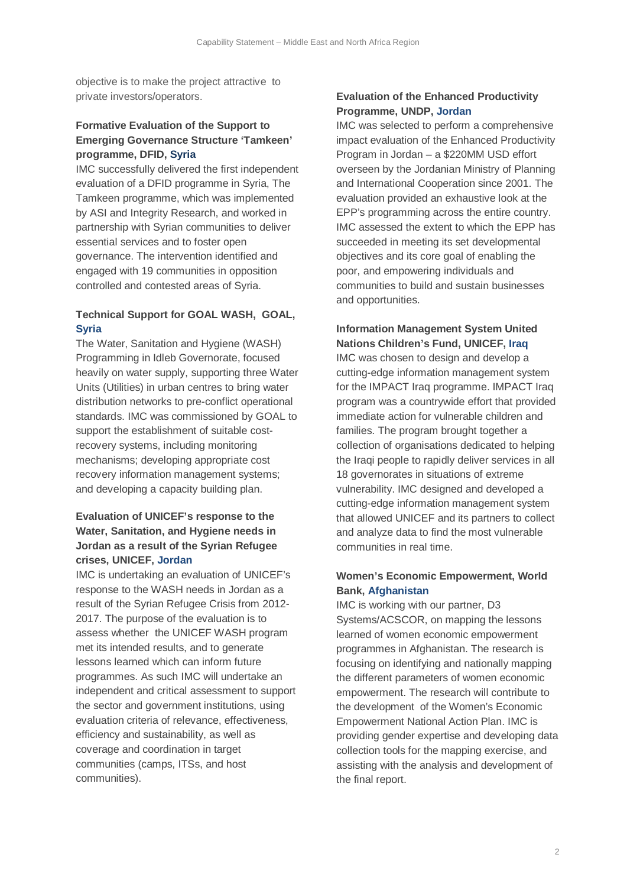objective is to make the project attractive to private investors/operators.

### Formative Evaluation of the Support to Emerging Governance Structure 'Tamkeen' programme, DFID, Syria

IMC successfully delivered the first independent evaluation of a DFID programme in Syria, The Tamkeen programme, which was implemented by ASI and Integrity Research, and worked in partnership with Syrian communities to deliver essential services and to foster open governance. The intervention identified and engaged with 19 communities in opposition controlled and contested areas of Syria.

### Technical Support for GOAL WASH, GOAL, Syria

The Water, Sanitation and Hygiene (WASH) Programming in Idleb Governorate, focused heavily on water supply, supporting three Water Units (Utilities) in urban centres to bring water distribution networks to pre-conflict operational standards. IMC was commissioned by GOAL to support the establishment of suitable cost-recovery systems, including monitoring mechanisms; developing appropriate cost recovery information management systems; and developing a capacity building plan.

### Evaluation of UNICEF's response to the Water, Sanitation, and Hygiene needs in Jordan as a result of the Syrian Refugee crises, UNICEF, Jordan

IMC is undertaking an evaluation of UNICEF's response to the WASH needs in Jordan as a result of the Syrian Refugee Crisis from 2012-2017. The purpose of the evaluation is to assess whether the UNICEF WASH program met its intended results, and to generate lessons learned which can inform future programmes. As such IMC will undertake an independent and critical assessment to support the sector and government institutions, using evaluation criteria of relevance, effectiveness, efficiency and sustainability, as well as coverage and coordination in target communities (camps, ITSs, and host communities).

### Evaluation of the Enhanced Productivity Programme, UNDP, Jordan

IMC was selected to perform a comprehensive impact evaluation of the Enhanced Productivity Program in Jordan – a $220MM USD effort overseen by the Jordanian Ministry of Planning and International Cooperation since 2001. The evaluation provided an exhaustive look at the EPP's programming across the entire country. IMC assessed the extent to which the EPP has succeeded in meeting its set developmental objectives and its core goal of enabling the poor, and empowering individuals and communities to build and sustain businesses and opportunities.

### Information Management System United Nations Children's Fund, UNICEF, Iraq

IMC was chosen to design and develop a cutting-edge information management system for the IMPACT Iraq programme. IMPACT Iraq program was a countrywide effort that provided immediate action for vulnerable children and families. The program brought together a collection of organisations dedicated to helping the Iraqi people to rapidly deliver services in all 18 governorates in situations of extreme vulnerability. IMC designed and developed a cutting-edge information management system that allowed UNICEF and its partners to collect and analyze data to find the most vulnerable communities in real time.

### Women's Economic Empowerment, World Bank, Afghanistan

IMC is working with our partner, D3 Systems/ACSCOR, on mapping the lessons learned of women economic empowerment programmes in Afghanistan. The research is focusing on identifying and nationally mapping the different parameters of women economic empowerment. The research will contribute to the development of the Women's Economic Empowerment National Action Plan. IMC is providing gender expertise and developing data collection tools for the mapping exercise, and assisting with the analysis and development of the final report.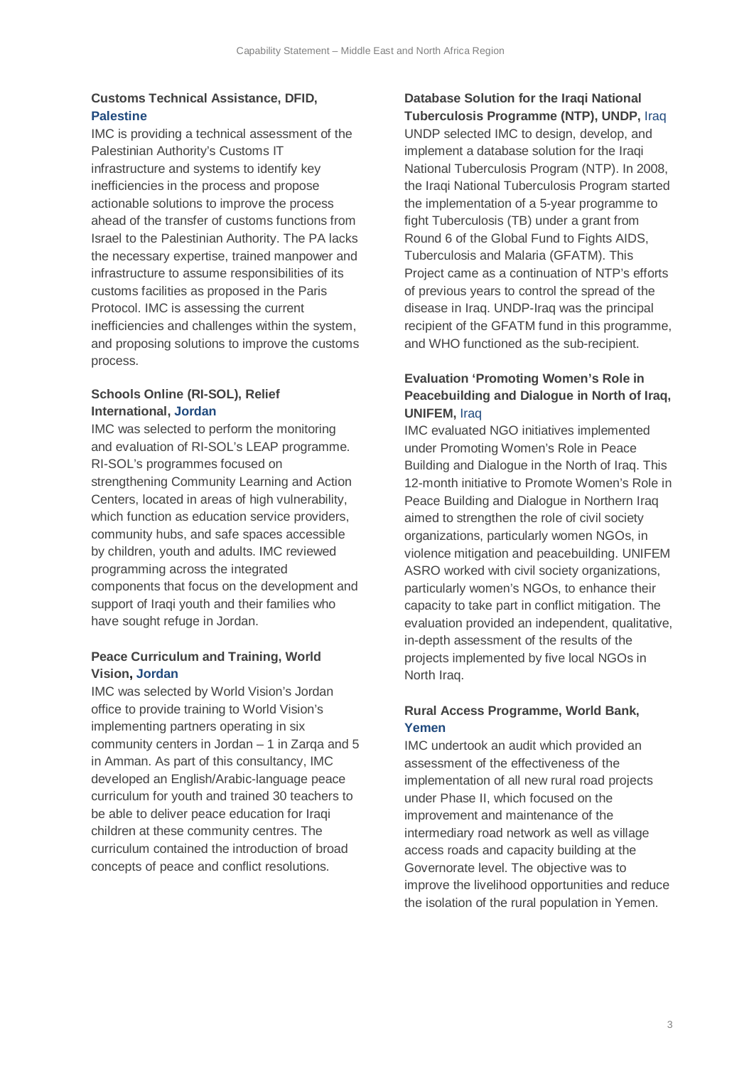### Customs Technical Assistance, DFID, Palestine

IMC is providing a technical assessment of the Palestinian Authority's Customs IT infrastructure and systems to identify key inefficiencies in the process and propose actionable solutions to improve the process ahead of the transfer of customs functions from Israel to the Palestinian Authority. The PA lacks the necessary expertise, trained manpower and infrastructure to assume responsibilities of its customs facilities as proposed in the Paris Protocol. IMC is assessing the current inefficiencies and challenges within the system, and proposing solutions to improve the customs process.

### Schools Online (RI-SOL), Relief International, Jordan

IMC was selected to perform the monitoring and evaluation of RI-SOL's LEAP programme. RI-SOL's programmes focused on strengthening Community Learning and Action Centers, located in areas of high vulnerability, which function as education service providers, community hubs, and safe spaces accessible by children, youth and adults. IMC reviewed programming across the integrated components that focus on the development and support of Iraqi youth and their families who have sought refuge in Jordan.

### Peace Curriculum and Training, World Vision, Jordan

IMC was selected by World Vision's Jordan office to provide training to World Vision's implementing partners operating in six community centers in Jordan – 1 in Zarqa and 5 in Amman. As part of this consultancy, IMC developed an English/Arabic-language peace curriculum for youth and trained 30 teachers to be able to deliver peace education for Iraqi children at these community centres. The curriculum contained the introduction of broad concepts of peace and conflict resolutions.

### Database Solution for the Iraqi National Tuberculosis Programme (NTP), UNDP, Iraq

UNDP selected IMC to design, develop, and implement a database solution for the Iraqi National Tuberculosis Program (NTP). In 2008, the Iraqi National Tuberculosis Program started the implementation of a 5-year programme to fight Tuberculosis (TB) under a grant from Round 6 of the Global Fund to Fights AIDS, Tuberculosis and Malaria (GFATM). This Project came as a continuation of NTP's efforts of previous years to control the spread of the disease in Iraq. UNDP-Iraq was the principal recipient of the GFATM fund in this programme, and WHO functioned as the sub-recipient.

### Evaluation 'Promoting Women's Role in Peacebuilding and Dialogue in North of Iraq, UNIFEM, Iraq

IMC evaluated NGO initiatives implemented under Promoting Women's Role in Peace Building and Dialogue in the North of Iraq. This 12-month initiative to Promote Women's Role in Peace Building and Dialogue in Northern Iraq aimed to strengthen the role of civil society organizations, particularly women NGOs, in violence mitigation and peacebuilding. UNIFEM ASRO worked with civil society organizations, particularly women's NGOs, to enhance their capacity to take part in conflict mitigation. The evaluation provided an independent, qualitative, in-depth assessment of the results of the projects implemented by five local NGOs in North Iraq.

### Rural Access Programme, World Bank, Yemen

IMC undertook an audit which provided an assessment of the effectiveness of the implementation of all new rural road projects under Phase II, which focused on the improvement and maintenance of the intermediary road network as well as village access roads and capacity building at the Governorate level. The objective was to improve the livelihood opportunities and reduce the isolation of the rural population in Yemen.